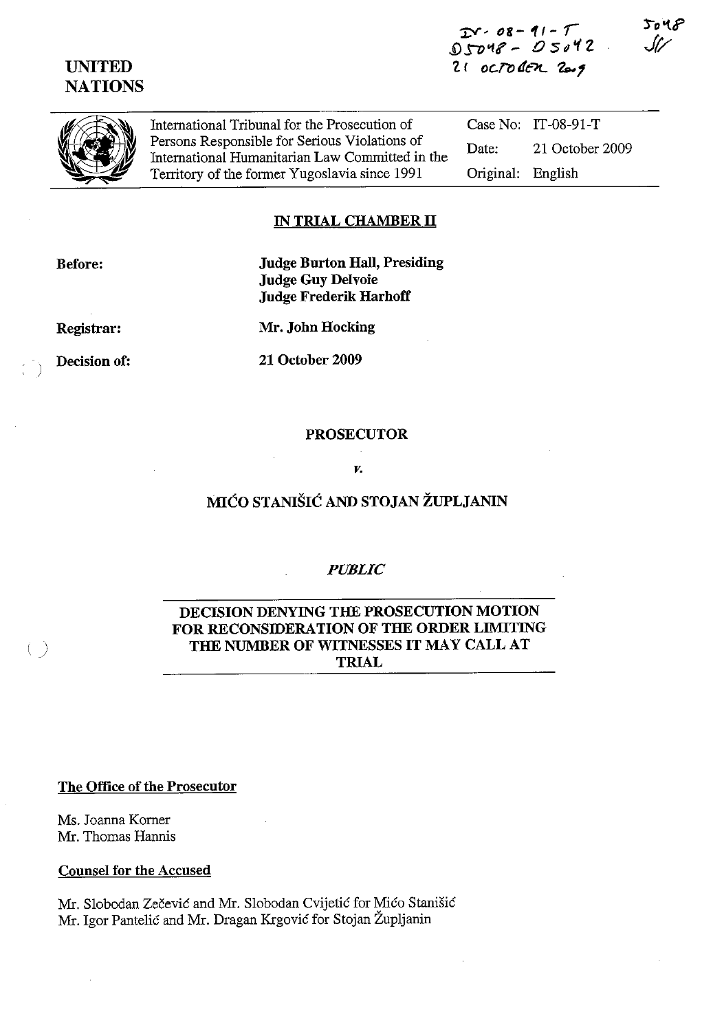IT-08-91-T
D5048 - D5042
21 OCTOBER 2009

5048
SF

UNITED NATIONS

International Tribunal for the Prosecution of Persons Responsible for Serious Violations of International Humanitarian Law Committed in the Territory of the former Yugoslavia since 1991

Case No: IT-08-91-T
Date: 21 October 2009
Original: English

**IN TRIAL CHAMBER II**

**Before:** **Judge Burton Hall, Presiding**
**Judge Guy Delvoie**
**Judge Frederik Harhoff**

**Registrar:** **Mr. John Hocking**

**Decision of:** **21 October 2009**

**PROSECUTOR**

*v.*

**MIĆO STANIŠIĆ AND STOJAN ŽUPLJANIN**

***PUBLIC***

**DECISION DENYING THE PROSECUTION MOTION FOR RECONSIDERATION OF THE ORDER LIMITING THE NUMBER OF WITNESSES IT MAY CALL AT TRIAL**

**The Office of the Prosecutor**

Ms. Joanna Korner
Mr. Thomas Hannis

**Counsel for the Accused**

Mr. Slobodan Zečević and Mr. Slobodan Cvijetić for Mićo Stanišić
Mr. Igor Pantelić and Mr. Dragan Krgović for Stojan Župljanin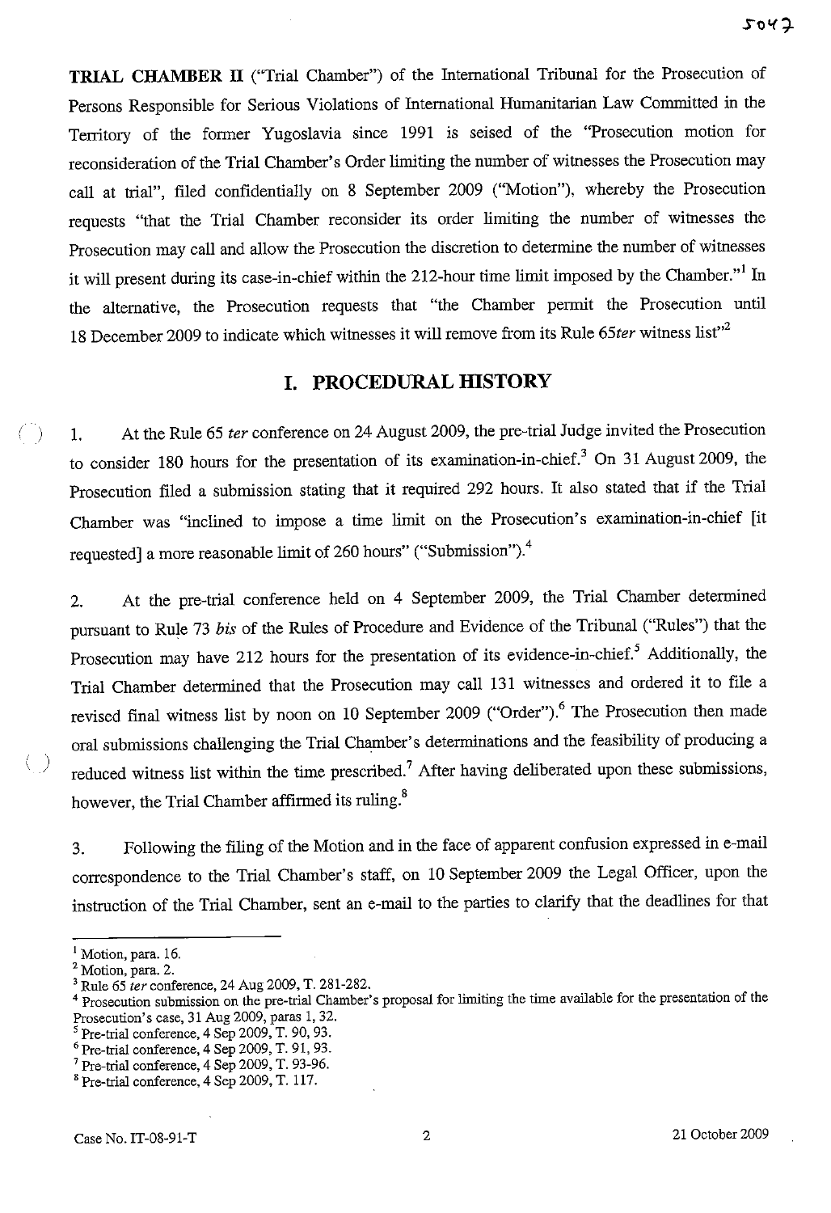**TRIAL CHAMBER II** ("Trial Chamber") of the International Tribunal for the Prosecution of Persons Responsible for Serious Violations of International Humanitarian Law Committed in the Territory of the former Yugoslavia since 1991 is seised of the "Prosecution motion for reconsideration of the Trial Chamber's Order limiting the number of witnesses the Prosecution may call at trial", filed confidentially on 8 September 2009 ("Motion"), whereby the Prosecution requests "that the Trial Chamber reconsider its order limiting the number of witnesses the Prosecution may call and allow the Prosecution the discretion to determine the number of witnesses it will present during its case-in-chief within the 212-hour time limit imposed by the Chamber."[1] In the alternative, the Prosecution requests that "the Chamber permit the Prosecution until 18 December 2009 to indicate which witnesses it will remove from its Rule 65*ter* witness list"[2]

## I. PROCEDURAL HISTORY

1. At the Rule 65 *ter* conference on 24 August 2009, the pre-trial Judge invited the Prosecution to consider 180 hours for the presentation of its examination-in-chief.[3] On 31 August 2009, the Prosecution filed a submission stating that it required 292 hours. It also stated that if the Trial Chamber was "inclined to impose a time limit on the Prosecution's examination-in-chief [it requested] a more reasonable limit of 260 hours" ("Submission").[4]

2. At the pre-trial conference held on 4 September 2009, the Trial Chamber determined pursuant to Rule 73 *bis* of the Rules of Procedure and Evidence of the Tribunal ("Rules") that the Prosecution may have 212 hours for the presentation of its evidence-in-chief.[5] Additionally, the Trial Chamber determined that the Prosecution may call 131 witnesses and ordered it to file a revised final witness list by noon on 10 September 2009 ("Order").[6] The Prosecution then made oral submissions challenging the Trial Chamber's determinations and the feasibility of producing a reduced witness list within the time prescribed.[7] After having deliberated upon these submissions, however, the Trial Chamber affirmed its ruling.[8]

3. Following the filing of the Motion and in the face of apparent confusion expressed in e-mail correspondence to the Trial Chamber's staff, on 10 September 2009 the Legal Officer, upon the instruction of the Trial Chamber, sent an e-mail to the parties to clarify that the deadlines for that

---

[1] Motion, para. 16.
[2] Motion, para. 2.
[3] Rule 65 *ter* conference, 24 Aug 2009, T. 281-282.
[4] Prosecution submission on the pre-trial Chamber's proposal for limiting the time available for the presentation of the Prosecution's case, 31 Aug 2009, paras 1, 32.
[5] Pre-trial conference, 4 Sep 2009, T. 90, 93.
[6] Pre-trial conference, 4 Sep 2009, T. 91, 93.
[7] Pre-trial conference, 4 Sep 2009, T. 93-96.
[8] Pre-trial conference, 4 Sep 2009, T. 117.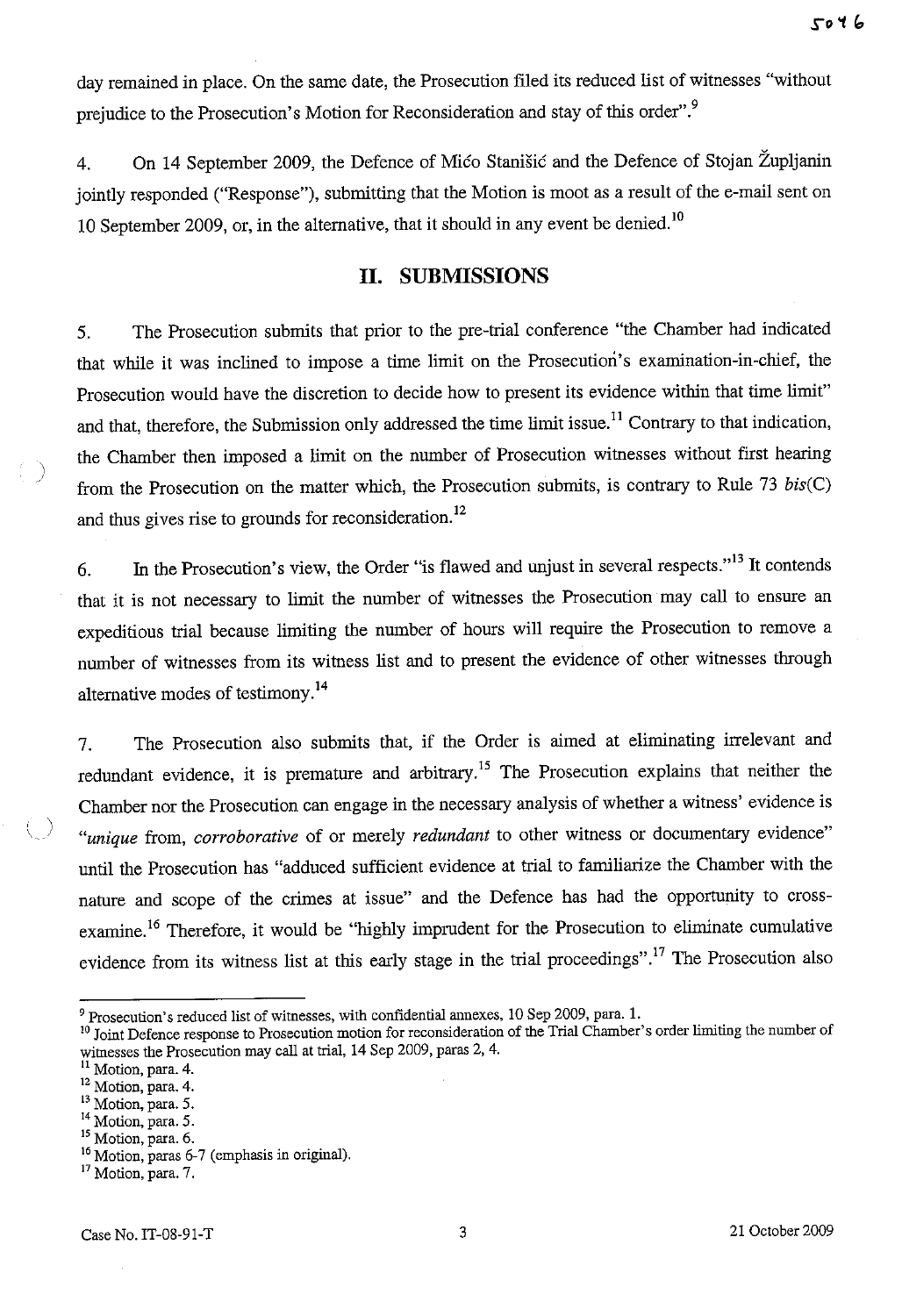day remained in place. On the same date, the Prosecution filed its reduced list of witnesses "without prejudice to the Prosecution's Motion for Reconsideration and stay of this order".[9]

4. On 14 September 2009, the Defence of Mićo Stanišić and the Defence of Stojan Župljanin jointly responded ("Response"), submitting that the Motion is moot as a result of the e-mail sent on 10 September 2009, or, in the alternative, that it should in any event be denied.[10]

## II. SUBMISSIONS

5. The Prosecution submits that prior to the pre-trial conference "the Chamber had indicated that while it was inclined to impose a time limit on the Prosecution's examination-in-chief, the Prosecution would have the discretion to decide how to present its evidence within that time limit" and that, therefore, the Submission only addressed the time limit issue.[11] Contrary to that indication, the Chamber then imposed a limit on the number of Prosecution witnesses without first hearing from the Prosecution on the matter which, the Prosecution submits, is contrary to Rule 73 *bis*(C) and thus gives rise to grounds for reconsideration.[12]

6. In the Prosecution's view, the Order "is flawed and unjust in several respects."[13] It contends that it is not necessary to limit the number of witnesses the Prosecution may call to ensure an expeditious trial because limiting the number of hours will require the Prosecution to remove a number of witnesses from its witness list and to present the evidence of other witnesses through alternative modes of testimony.[14]

7. The Prosecution also submits that, if the Order is aimed at eliminating irrelevant and redundant evidence, it is premature and arbitrary.[15] The Prosecution explains that neither the Chamber nor the Prosecution can engage in the necessary analysis of whether a witness' evidence is "*unique* from, *corroborative* of or merely *redundant* to other witness or documentary evidence" until the Prosecution has "adduced sufficient evidence at trial to familiarize the Chamber with the nature and scope of the crimes at issue" and the Defence has had the opportunity to cross-examine.[16] Therefore, it would be "highly imprudent for the Prosecution to eliminate cumulative evidence from its witness list at this early stage in the trial proceedings".[17] The Prosecution also

---

[9] Prosecution's reduced list of witnesses, with confidential annexes, 10 Sep 2009, para. 1.

[10] Joint Defence response to Prosecution motion for reconsideration of the Trial Chamber's order limiting the number of witnesses the Prosecution may call at trial, 14 Sep 2009, paras 2, 4.

[11] Motion, para. 4.

[12] Motion, para. 4.

[13] Motion, para. 5.

[14] Motion, para. 5.

[15] Motion, para. 6.

[16] Motion, paras 6-7 (emphasis in original).

[17] Motion, para. 7.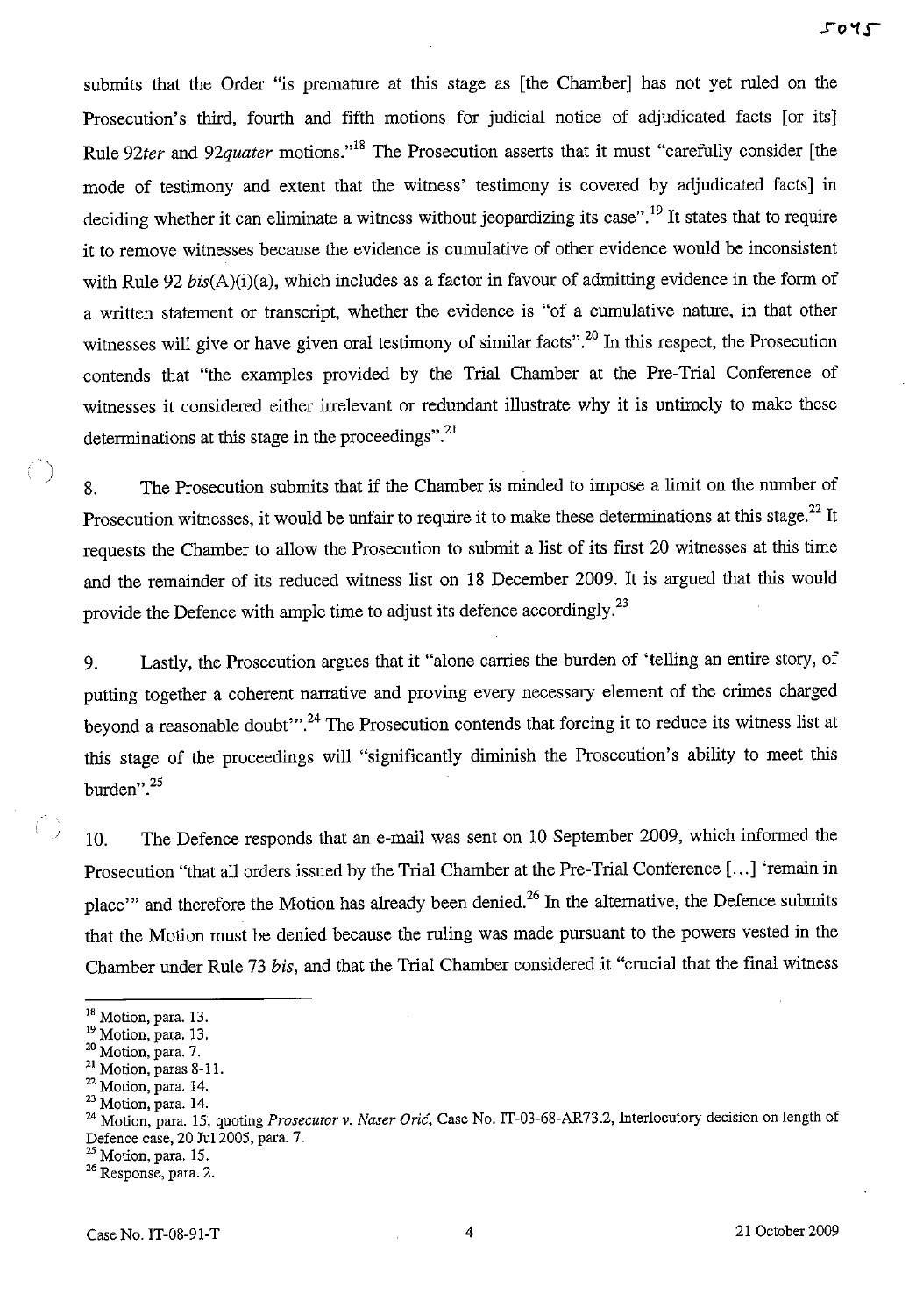submits that the Order "is premature at this stage as [the Chamber] has not yet ruled on the Prosecution's third, fourth and fifth motions for judicial notice of adjudicated facts [or its] Rule 92*ter* and 92*quater* motions."[18] The Prosecution asserts that it must "carefully consider [the mode of testimony and extent that the witness' testimony is covered by adjudicated facts] in deciding whether it can eliminate a witness without jeopardizing its case".[19] It states that to require it to remove witnesses because the evidence is cumulative of other evidence would be inconsistent with Rule 92 *bis*(A)(i)(a), which includes as a factor in favour of admitting evidence in the form of a written statement or transcript, whether the evidence is "of a cumulative nature, in that other witnesses will give or have given oral testimony of similar facts".[20] In this respect, the Prosecution contends that "the examples provided by the Trial Chamber at the Pre-Trial Conference of witnesses it considered either irrelevant or redundant illustrate why it is untimely to make these determinations at this stage in the proceedings".[21]

8. The Prosecution submits that if the Chamber is minded to impose a limit on the number of Prosecution witnesses, it would be unfair to require it to make these determinations at this stage.[22] It requests the Chamber to allow the Prosecution to submit a list of its first 20 witnesses at this time and the remainder of its reduced witness list on 18 December 2009. It is argued that this would provide the Defence with ample time to adjust its defence accordingly.[23]

9. Lastly, the Prosecution argues that it "alone carries the burden of 'telling an entire story, of putting together a coherent narrative and proving every necessary element of the crimes charged beyond a reasonable doubt'".[24] The Prosecution contends that forcing it to reduce its witness list at this stage of the proceedings will "significantly diminish the Prosecution's ability to meet this burden".[25]

10. The Defence responds that an e-mail was sent on 10 September 2009, which informed the Prosecution "that all orders issued by the Trial Chamber at the Pre-Trial Conference [...] 'remain in place'" and therefore the Motion has already been denied.[26] In the alternative, the Defence submits that the Motion must be denied because the ruling was made pursuant to the powers vested in the Chamber under Rule 73 *bis*, and that the Trial Chamber considered it "crucial that the final witness

---

[18] Motion, para. 13.
[19] Motion, para. 13.
[20] Motion, para. 7.
[21] Motion, paras 8-11.
[22] Motion, para. 14.
[23] Motion, para. 14.
[24] Motion, para. 15, quoting *Prosecutor v. Naser Orić*, Case No. IT-03-68-AR73.2, Interlocutory decision on length of Defence case, 20 Jul 2005, para. 7.
[25] Motion, para. 15.
[26] Response, para. 2.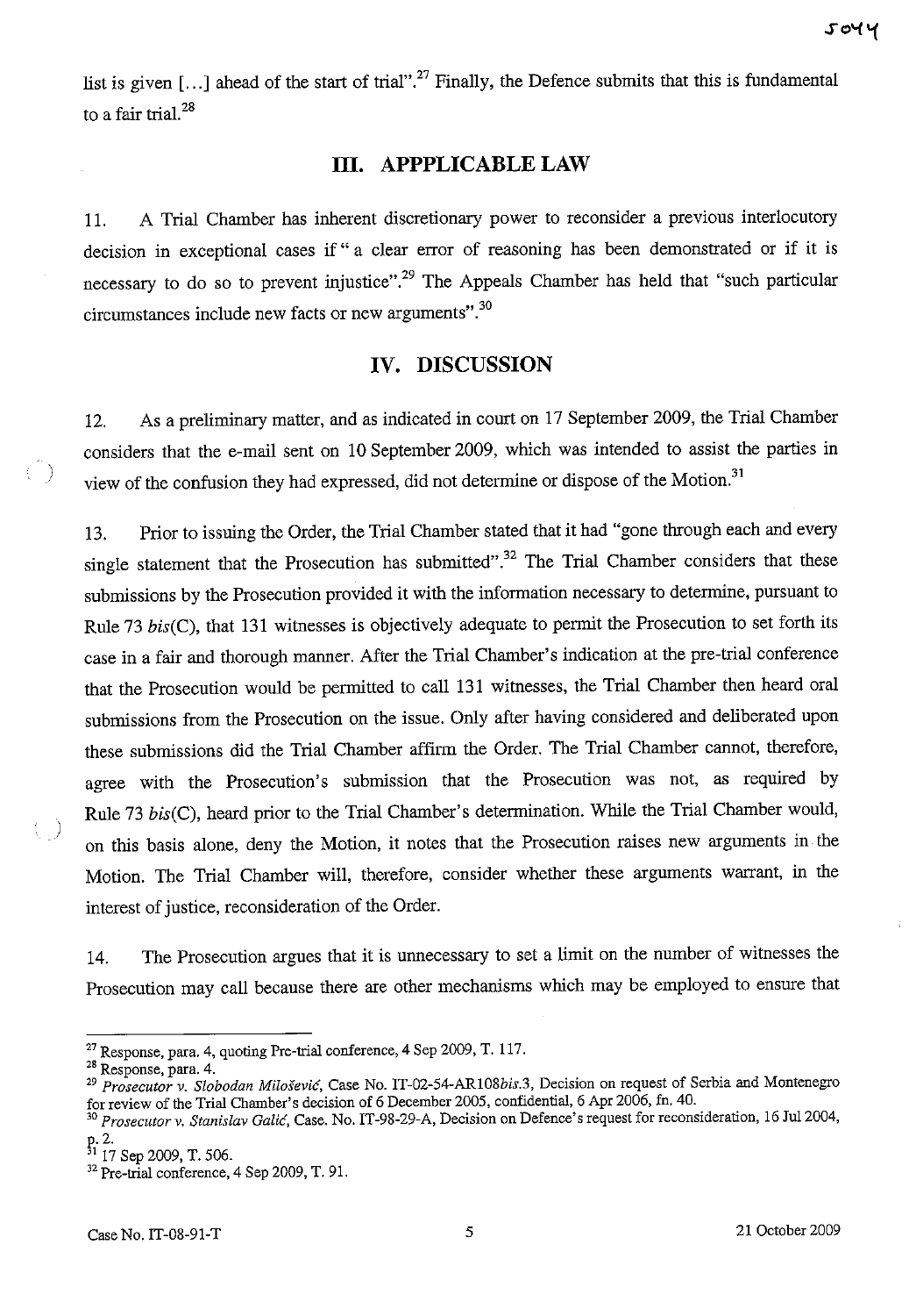list is given [...] ahead of the start of trial".[27] Finally, the Defence submits that this is fundamental to a fair trial.[28]

## III. APPPLICABLE LAW

11. A Trial Chamber has inherent discretionary power to reconsider a previous interlocutory decision in exceptional cases if " a clear error of reasoning has been demonstrated or if it is necessary to do so to prevent injustice".[29] The Appeals Chamber has held that "such particular circumstances include new facts or new arguments".[30]

## IV. DISCUSSION

12. As a preliminary matter, and as indicated in court on 17 September 2009, the Trial Chamber considers that the e-mail sent on 10 September 2009, which was intended to assist the parties in view of the confusion they had expressed, did not determine or dispose of the Motion.[31]

13. Prior to issuing the Order, the Trial Chamber stated that it had "gone through each and every single statement that the Prosecution has submitted".[32] The Trial Chamber considers that these submissions by the Prosecution provided it with the information necessary to determine, pursuant to Rule 73 *bis*(C), that 131 witnesses is objectively adequate to permit the Prosecution to set forth its case in a fair and thorough manner. After the Trial Chamber's indication at the pre-trial conference that the Prosecution would be permitted to call 131 witnesses, the Trial Chamber then heard oral submissions from the Prosecution on the issue. Only after having considered and deliberated upon these submissions did the Trial Chamber affirm the Order. The Trial Chamber cannot, therefore, agree with the Prosecution's submission that the Prosecution was not, as required by Rule 73 *bis*(C), heard prior to the Trial Chamber's determination. While the Trial Chamber would, on this basis alone, deny the Motion, it notes that the Prosecution raises new arguments in the Motion. The Trial Chamber will, therefore, consider whether these arguments warrant, in the interest of justice, reconsideration of the Order.

14. The Prosecution argues that it is unnecessary to set a limit on the number of witnesses the Prosecution may call because there are other mechanisms which may be employed to ensure that

---

[27] Response, para. 4, quoting Pre-trial conference, 4 Sep 2009, T. 117.

[28] Response, para. 4.

[29] *Prosecutor v. Slobodan Milošević*, Case No. IT-02-54-AR108*bis*.3, Decision on request of Serbia and Montenegro for review of the Trial Chamber's decision of 6 December 2005, confidential, 6 Apr 2006, fn. 40.

[30] *Prosecutor v. Stanislav Galić*, Case. No. IT-98-29-A, Decision on Defence's request for reconsideration, 16 Jul 2004, p. 2.

[31] 17 Sep 2009, T. 506.

[32] Pre-trial conference, 4 Sep 2009, T. 91.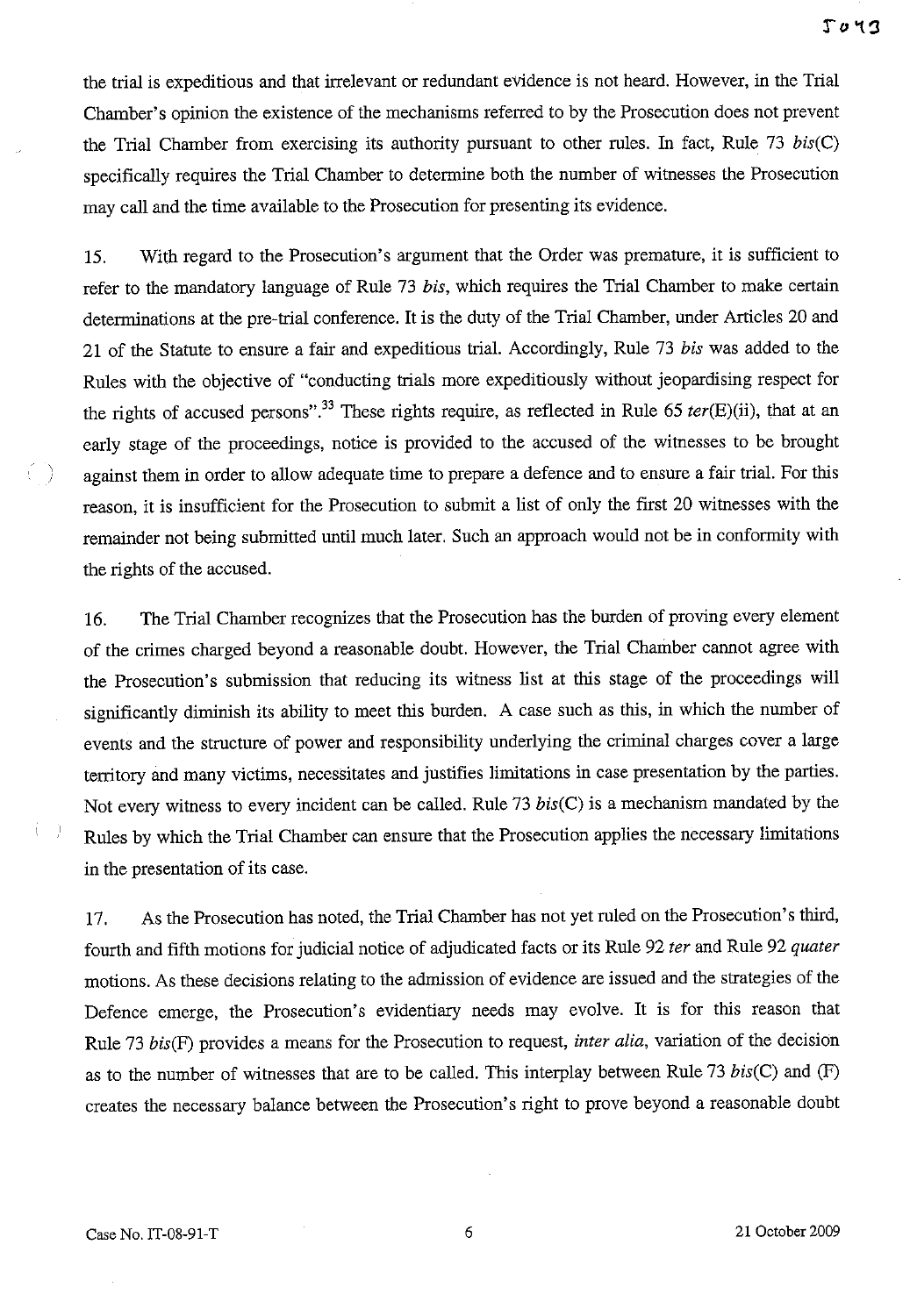the trial is expeditious and that irrelevant or redundant evidence is not heard. However, in the Trial Chamber's opinion the existence of the mechanisms referred to by the Prosecution does not prevent the Trial Chamber from exercising its authority pursuant to other rules. In fact, Rule 73 *bis*(C) specifically requires the Trial Chamber to determine both the number of witnesses the Prosecution may call and the time available to the Prosecution for presenting its evidence.

15. With regard to the Prosecution's argument that the Order was premature, it is sufficient to refer to the mandatory language of Rule 73 *bis*, which requires the Trial Chamber to make certain determinations at the pre-trial conference. It is the duty of the Trial Chamber, under Articles 20 and 21 of the Statute to ensure a fair and expeditious trial. Accordingly, Rule 73 *bis* was added to the Rules with the objective of "conducting trials more expeditiously without jeopardising respect for the rights of accused persons".[33] These rights require, as reflected in Rule 65 *ter*(E)(ii), that at an early stage of the proceedings, notice is provided to the accused of the witnesses to be brought against them in order to allow adequate time to prepare a defence and to ensure a fair trial. For this reason, it is insufficient for the Prosecution to submit a list of only the first 20 witnesses with the remainder not being submitted until much later. Such an approach would not be in conformity with the rights of the accused.

16. The Trial Chamber recognizes that the Prosecution has the burden of proving every element of the crimes charged beyond a reasonable doubt. However, the Trial Chamber cannot agree with the Prosecution's submission that reducing its witness list at this stage of the proceedings will significantly diminish its ability to meet this burden. A case such as this, in which the number of events and the structure of power and responsibility underlying the criminal charges cover a large territory and many victims, necessitates and justifies limitations in case presentation by the parties. Not every witness to every incident can be called. Rule 73 *bis*(C) is a mechanism mandated by the Rules by which the Trial Chamber can ensure that the Prosecution applies the necessary limitations in the presentation of its case.

17. As the Prosecution has noted, the Trial Chamber has not yet ruled on the Prosecution's third, fourth and fifth motions for judicial notice of adjudicated facts or its Rule 92 *ter* and Rule 92 *quater* motions. As these decisions relating to the admission of evidence are issued and the strategies of the Defence emerge, the Prosecution's evidentiary needs may evolve. It is for this reason that Rule 73 *bis*(F) provides a means for the Prosecution to request, *inter alia*, variation of the decision as to the number of witnesses that are to be called. This interplay between Rule 73 *bis*(C) and (F) creates the necessary balance between the Prosecution's right to prove beyond a reasonable doubt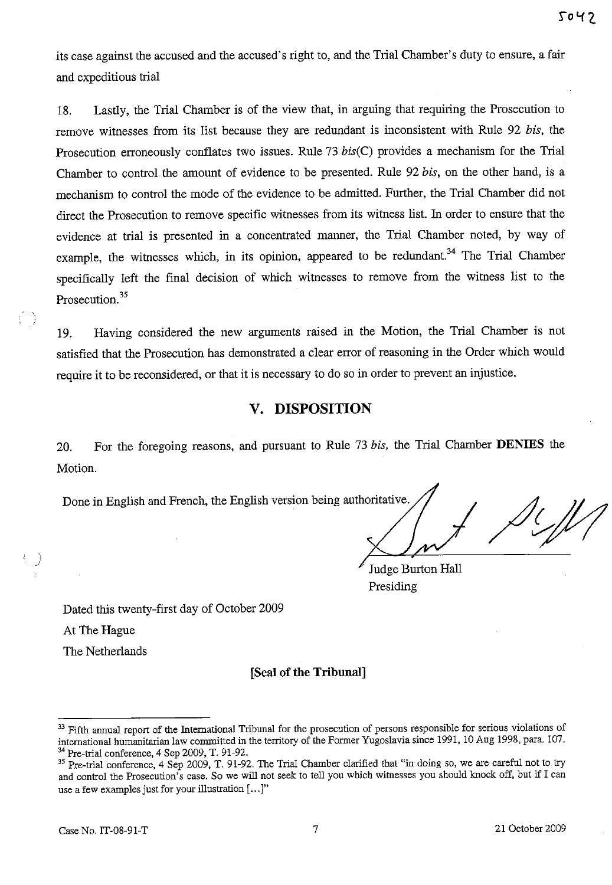its case against the accused and the accused's right to, and the Trial Chamber's duty to ensure, a fair and expeditious trial

18. Lastly, the Trial Chamber is of the view that, in arguing that requiring the Prosecution to remove witnesses from its list because they are redundant is inconsistent with Rule 92 *bis*, the Prosecution erroneously conflates two issues. Rule 73 *bis*(C) provides a mechanism for the Trial Chamber to control the amount of evidence to be presented. Rule 92 *bis*, on the other hand, is a mechanism to control the mode of the evidence to be admitted. Further, the Trial Chamber did not direct the Prosecution to remove specific witnesses from its witness list. In order to ensure that the evidence at trial is presented in a concentrated manner, the Trial Chamber noted, by way of example, the witnesses which, in its opinion, appeared to be redundant.[34] The Trial Chamber specifically left the final decision of which witnesses to remove from the witness list to the Prosecution.[35]

19. Having considered the new arguments raised in the Motion, the Trial Chamber is not satisfied that the Prosecution has demonstrated a clear error of reasoning in the Order which would require it to be reconsidered, or that it is necessary to do so in order to prevent an injustice.

## V. DISPOSITION

20. For the foregoing reasons, and pursuant to Rule 73 *bis*, the Trial Chamber **DENIES** the Motion.

Done in English and French, the English version being authoritative.

Judge Burton Hall
Presiding

Dated this twenty-first day of October 2009
At The Hague
The Netherlands

**[Seal of the Tribunal]**

---

[33] Fifth annual report of the International Tribunal for the prosecution of persons responsible for serious violations of international humanitarian law committed in the territory of the Former Yugoslavia since 1991, 10 Aug 1998, para. 107.

[34] Pre-trial conference, 4 Sep 2009, T. 91-92.

[35] Pre-trial conference, 4 Sep 2009, T. 91-92. The Trial Chamber clarified that "in doing so, we are careful not to try and control the Prosecution's case. So we will not seek to tell you which witnesses you should knock off, but if I can use a few examples just for your illustration [...]"